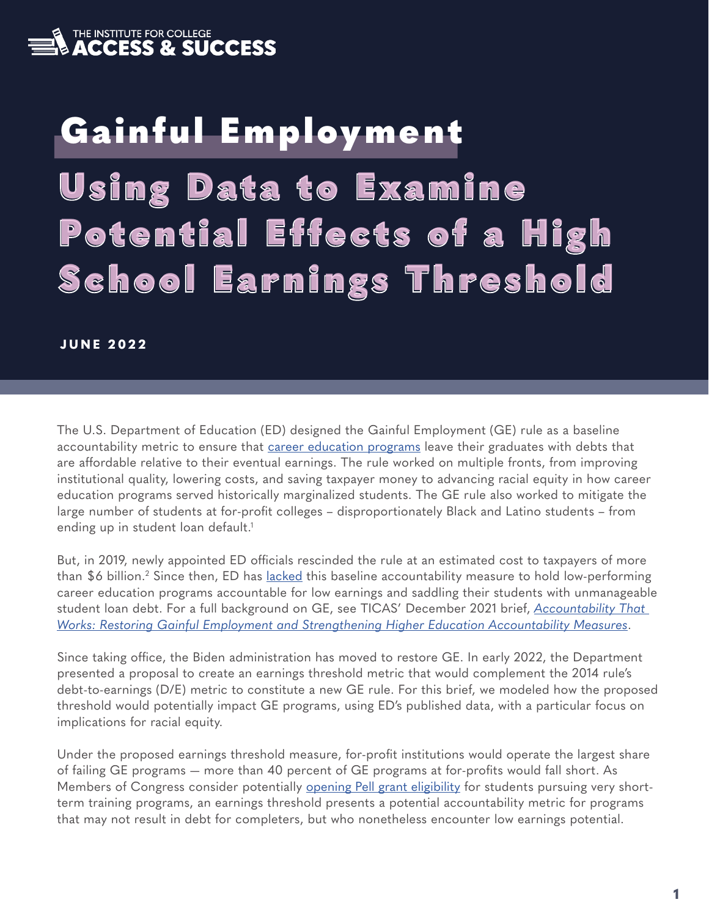THE INSTITUTE FOR COLLEGE **ACCESS & SUCCESS**

# Gainful Employment

## Using Data to Examine Potential Effects of a High School Earnings Threshold

**JUNE 2022**

The U.S. Department of Education (ED) designed the Gainful Employment (GE) rule as a baseline accountability metric to ensure that career education programs leave their graduates with debts that are affordable relative to their eventual earnings. The rule worked on multiple fronts, from improving institutional quality, lowering costs, and saving taxpayer money to advancing racial equity in how career education programs served historically marginalized students. The GE rule also worked to mitigate the large number of students at for-profit colleges – disproportionately Black and Latino students – from ending up in student loan default.[1]

But, in 2019, newly appointed ED officials rescinded the rule at an estimated cost to taxpayers of more than $6 billion.[2] Since then, ED has lacked this baseline accountability measure to hold low-performing career education programs accountable for low earnings and saddling their students with unmanageable student loan debt. For a full background on GE, see TICAS' December 2021 brief, *Accountability That Works: Restoring Gainful Employment and Strengthening Higher Education Accountability Measures*.

Since taking office, the Biden administration has moved to restore GE. In early 2022, the Department presented a proposal to create an earnings threshold metric that would complement the 2014 rule's debt-to-earnings (D/E) metric to constitute a new GE rule. For this brief, we modeled how the proposed threshold would potentially impact GE programs, using ED's published data, with a particular focus on implications for racial equity.

Under the proposed earnings threshold measure, for-profit institutions would operate the largest share of failing GE programs — more than 40 percent of GE programs at for-profits would fall short. As Members of Congress consider potentially opening Pell grant eligibility for students pursuing very short-term training programs, an earnings threshold presents a potential accountability metric for programs that may not result in debt for completers, but who nonetheless encounter low earnings potential.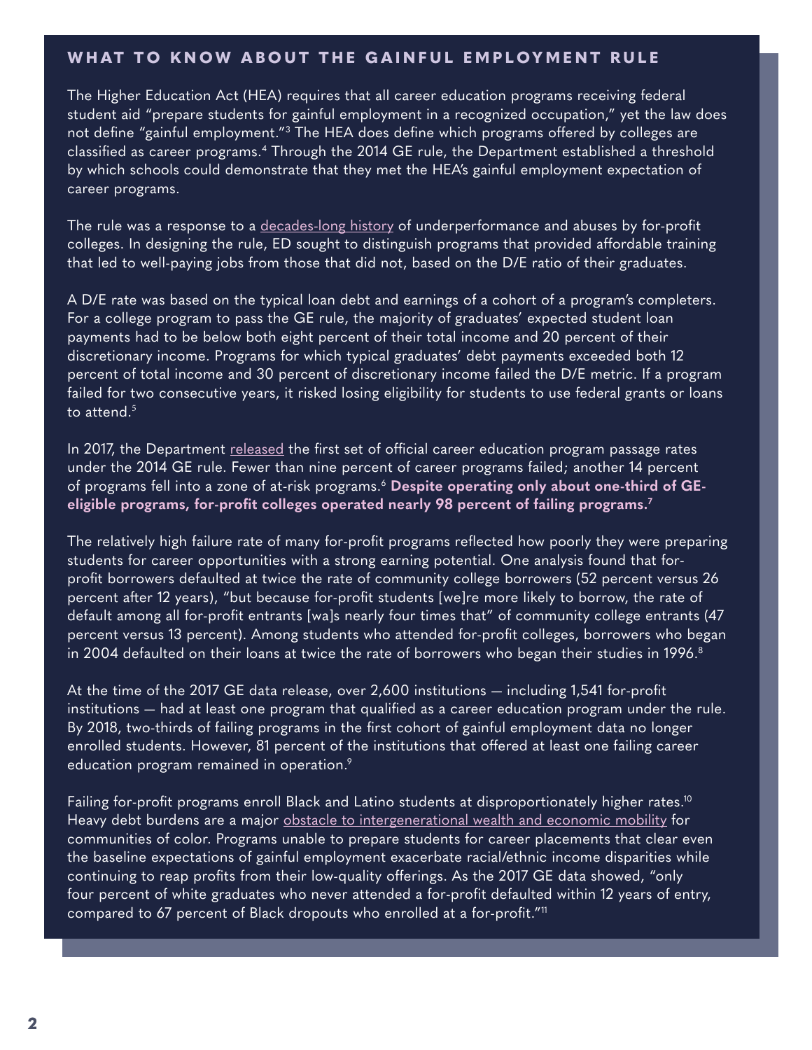## WHAT TO KNOW ABOUT THE GAINFUL EMPLOYMENT RULE

The Higher Education Act (HEA) requires that all career education programs receiving federal student aid "prepare students for gainful employment in a recognized occupation," yet the law does not define "gainful employment."[3] The HEA does define which programs offered by colleges are classified as career programs.[4] Through the 2014 GE rule, the Department established a threshold by which schools could demonstrate that they met the HEA's gainful employment expectation of career programs.

The rule was a response to a decades-long history of underperformance and abuses by for-profit colleges. In designing the rule, ED sought to distinguish programs that provided affordable training that led to well-paying jobs from those that did not, based on the D/E ratio of their graduates.

A D/E rate was based on the typical loan debt and earnings of a cohort of a program's completers. For a college program to pass the GE rule, the majority of graduates' expected student loan payments had to be below both eight percent of their total income and 20 percent of their discretionary income. Programs for which typical graduates' debt payments exceeded both 12 percent of total income and 30 percent of discretionary income failed the D/E metric. If a program failed for two consecutive years, it risked losing eligibility for students to use federal grants or loans to attend.[5]

In 2017, the Department released the first set of official career education program passage rates under the 2014 GE rule. Fewer than nine percent of career programs failed; another 14 percent of programs fell into a zone of at-risk programs.[6] **Despite operating only about one-third of GE-eligible programs, for-profit colleges operated nearly 98 percent of failing programs.[7]**

The relatively high failure rate of many for-profit programs reflected how poorly they were preparing students for career opportunities with a strong earning potential. One analysis found that for-profit borrowers defaulted at twice the rate of community college borrowers (52 percent versus 26 percent after 12 years), "but because for-profit students [we]re more likely to borrow, the rate of default among all for-profit entrants [wa]s nearly four times that" of community college entrants (47 percent versus 13 percent). Among students who attended for-profit colleges, borrowers who began in 2004 defaulted on their loans at twice the rate of borrowers who began their studies in 1996.[8]

At the time of the 2017 GE data release, over 2,600 institutions — including 1,541 for-profit institutions — had at least one program that qualified as a career education program under the rule. By 2018, two-thirds of failing programs in the first cohort of gainful employment data no longer enrolled students. However, 81 percent of the institutions that offered at least one failing career education program remained in operation.[9]

Failing for-profit programs enroll Black and Latino students at disproportionately higher rates.[10] Heavy debt burdens are a major obstacle to intergenerational wealth and economic mobility for communities of color. Programs unable to prepare students for career placements that clear even the baseline expectations of gainful employment exacerbate racial/ethnic income disparities while continuing to reap profits from their low-quality offerings. As the 2017 GE data showed, "only four percent of white graduates who never attended a for-profit defaulted within 12 years of entry, compared to 67 percent of Black dropouts who enrolled at a for-profit."[11]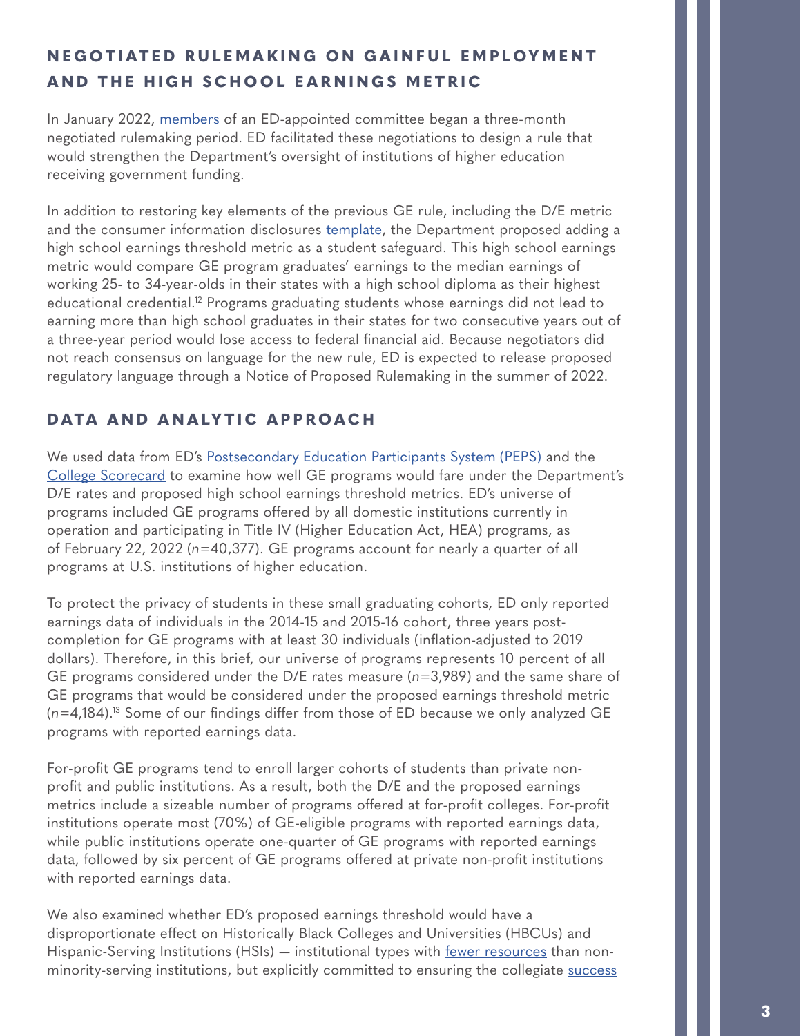## NEGOTIATED RULEMAKING ON GAINFUL EMPLOYMENT AND THE HIGH SCHOOL EARNINGS METRIC

In January 2022, members of an ED-appointed committee began a three-month negotiated rulemaking period. ED facilitated these negotiations to design a rule that would strengthen the Department's oversight of institutions of higher education receiving government funding.

In addition to restoring key elements of the previous GE rule, including the D/E metric and the consumer information disclosures template, the Department proposed adding a high school earnings threshold metric as a student safeguard. This high school earnings metric would compare GE program graduates' earnings to the median earnings of working 25- to 34-year-olds in their states with a high school diploma as their highest educational credential.[12] Programs graduating students whose earnings did not lead to earning more than high school graduates in their states for two consecutive years out of a three-year period would lose access to federal financial aid. Because negotiators did not reach consensus on language for the new rule, ED is expected to release proposed regulatory language through a Notice of Proposed Rulemaking in the summer of 2022.

## DATA AND ANALYTIC APPROACH

We used data from ED's Postsecondary Education Participants System (PEPS) and the College Scorecard to examine how well GE programs would fare under the Department's D/E rates and proposed high school earnings threshold metrics. ED's universe of programs included GE programs offered by all domestic institutions currently in operation and participating in Title IV (Higher Education Act, HEA) programs, as of February 22, 2022 (*n*=40,377). GE programs account for nearly a quarter of all programs at U.S. institutions of higher education.

To protect the privacy of students in these small graduating cohorts, ED only reported earnings data of individuals in the 2014-15 and 2015-16 cohort, three years post-completion for GE programs with at least 30 individuals (inflation-adjusted to 2019 dollars). Therefore, in this brief, our universe of programs represents 10 percent of all GE programs considered under the D/E rates measure (*n*=3,989) and the same share of GE programs that would be considered under the proposed earnings threshold metric (*n*=4,184).[13] Some of our findings differ from those of ED because we only analyzed GE programs with reported earnings data.

For-profit GE programs tend to enroll larger cohorts of students than private non-profit and public institutions. As a result, both the D/E and the proposed earnings metrics include a sizeable number of programs offered at for-profit colleges. For-profit institutions operate most (70%) of GE-eligible programs with reported earnings data, while public institutions operate one-quarter of GE programs with reported earnings data, followed by six percent of GE programs offered at private non-profit institutions with reported earnings data.

We also examined whether ED's proposed earnings threshold would have a disproportionate effect on Historically Black Colleges and Universities (HBCUs) and Hispanic-Serving Institutions (HSIs) — institutional types with fewer resources than non-minority-serving institutions, but explicitly committed to ensuring the collegiate success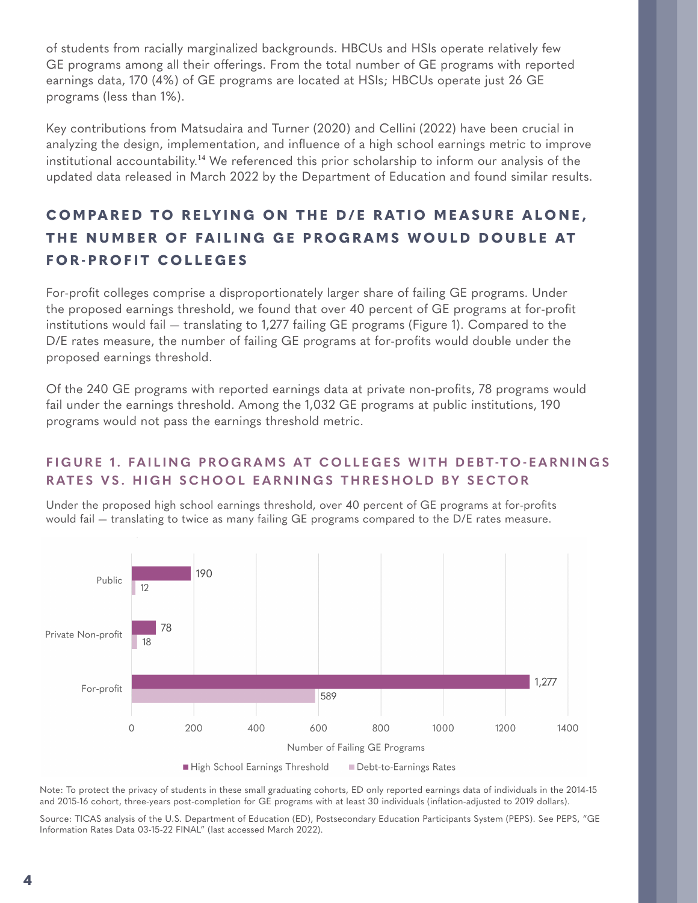of students from racially marginalized backgrounds. HBCUs and HSIs operate relatively few GE programs among all their offerings. From the total number of GE programs with reported earnings data, 170 (4%) of GE programs are located at HSIs; HBCUs operate just 26 GE programs (less than 1%).

Key contributions from Matsudaira and Turner (2020) and Cellini (2022) have been crucial in analyzing the design, implementation, and influence of a high school earnings metric to improve institutional accountability.[14] We referenced this prior scholarship to inform our analysis of the updated data released in March 2022 by the Department of Education and found similar results.

## COMPARED TO RELYING ON THE D/E RATIO MEASURE ALONE, THE NUMBER OF FAILING GE PROGRAMS WOULD DOUBLE AT FOR-PROFIT COLLEGES

For-profit colleges comprise a disproportionately larger share of failing GE programs. Under the proposed earnings threshold, we found that over 40 percent of GE programs at for-profit institutions would fail — translating to 1,277 failing GE programs (Figure 1). Compared to the D/E rates measure, the number of failing GE programs at for-profits would double under the proposed earnings threshold.

Of the 240 GE programs with reported earnings data at private non-profits, 78 programs would fail under the earnings threshold. Among the 1,032 GE programs at public institutions, 190 programs would not pass the earnings threshold metric.

### FIGURE 1. FAILING PROGRAMS AT COLLEGES WITH DEBT-TO-EARNINGS RATES VS. HIGH SCHOOL EARNINGS THRESHOLD BY SECTOR

Under the proposed high school earnings threshold, over 40 percent of GE programs at for-profits would fail — translating to twice as many failing GE programs compared to the D/E rates measure.

| Sector | High School Earnings Threshold | Debt-to-Earnings Rates |
| --- | --- | --- |
| Public | 190 | 12 |
| Private Non-profit | 78 | 18 |
| For-profit | 1,277 | 589 |

Number of Failing GE Programs

Note: To protect the privacy of students in these small graduating cohorts, ED only reported earnings data of individuals in the 2014-15 and 2015-16 cohort, three-years post-completion for GE programs with at least 30 individuals (inflation-adjusted to 2019 dollars).

Source: TICAS analysis of the U.S. Department of Education (ED), Postsecondary Education Participants System (PEPS). See PEPS, "GE Information Rates Data 03-15-22 FINAL" (last accessed March 2022).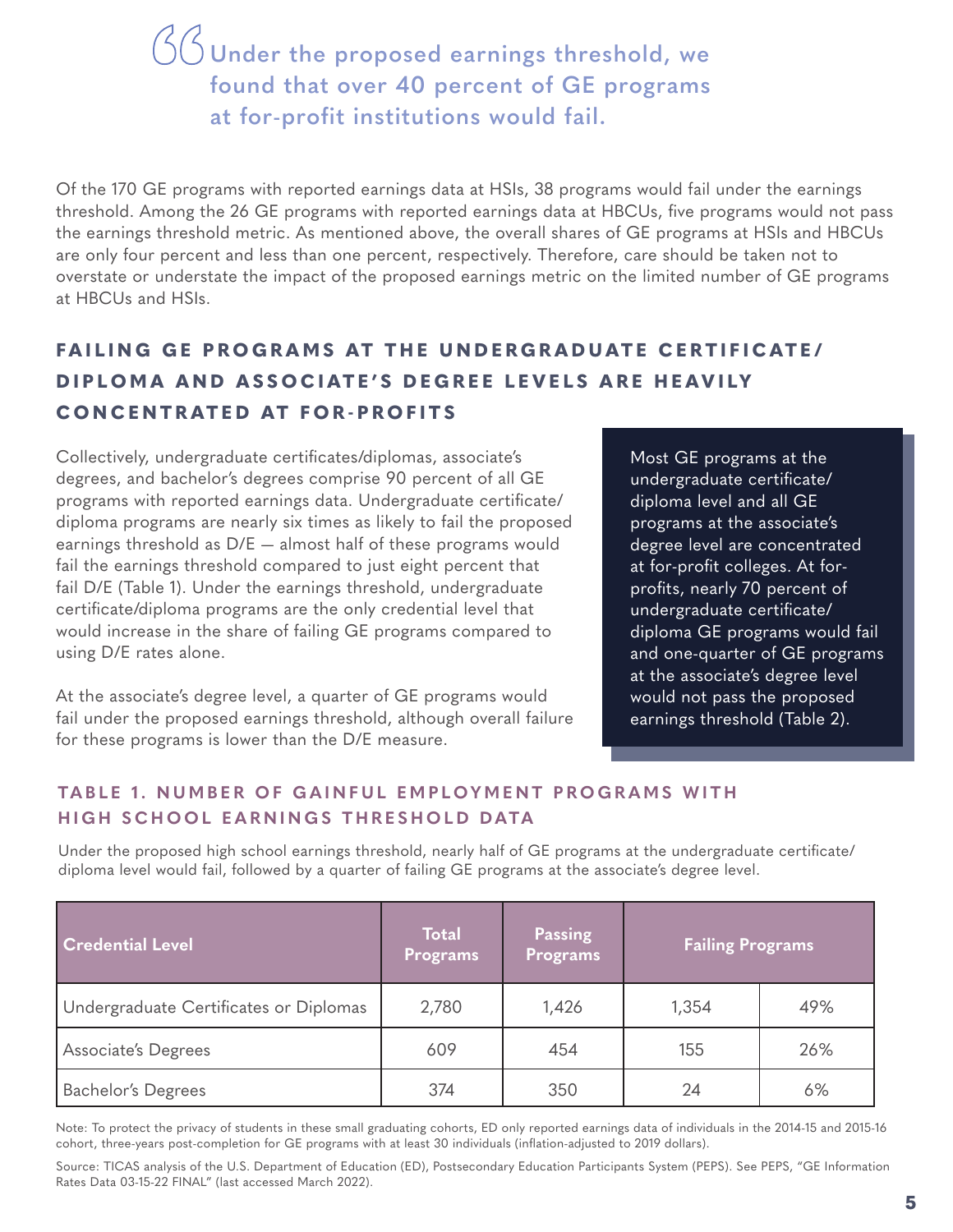> Under the proposed earnings threshold, we found that over 40 percent of GE programs at for-profit institutions would fail.

Of the 170 GE programs with reported earnings data at HSIs, 38 programs would fail under the earnings threshold. Among the 26 GE programs with reported earnings data at HBCUs, five programs would not pass the earnings threshold metric. As mentioned above, the overall shares of GE programs at HSIs and HBCUs are only four percent and less than one percent, respectively. Therefore, care should be taken not to overstate or understate the impact of the proposed earnings metric on the limited number of GE programs at HBCUs and HSIs.

## FAILING GE PROGRAMS AT THE UNDERGRADUATE CERTIFICATE/ DIPLOMA AND ASSOCIATE'S DEGREE LEVELS ARE HEAVILY CONCENTRATED AT FOR-PROFITS

Collectively, undergraduate certificates/diplomas, associate's degrees, and bachelor's degrees comprise 90 percent of all GE programs with reported earnings data. Undergraduate certificate/ diploma programs are nearly six times as likely to fail the proposed earnings threshold as D/E — almost half of these programs would fail the earnings threshold compared to just eight percent that fail D/E (Table 1). Under the earnings threshold, undergraduate certificate/diploma programs are the only credential level that would increase in the share of failing GE programs compared to using D/E rates alone.

At the associate's degree level, a quarter of GE programs would fail under the proposed earnings threshold, although overall failure for these programs is lower than the D/E measure.

> Most GE programs at the undergraduate certificate/ diploma level and all GE programs at the associate's degree level are concentrated at for-profit colleges. At for-profits, nearly 70 percent of undergraduate certificate/ diploma GE programs would fail and one-quarter of GE programs at the associate's degree level would not pass the proposed earnings threshold (Table 2).

### TABLE 1. NUMBER OF GAINFUL EMPLOYMENT PROGRAMS WITH HIGH SCHOOL EARNINGS THRESHOLD DATA

Under the proposed high school earnings threshold, nearly half of GE programs at the undergraduate certificate/ diploma level would fail, followed by a quarter of failing GE programs at the associate's degree level.

| Credential Level | Total Programs | Passing Programs | Failing Programs | |
|---|---|---|---|---|
| Undergraduate Certificates or Diplomas | 2,780 | 1,426 | 1,354 | 49% |
| Associate's Degrees | 609 | 454 | 155 | 26% |
| Bachelor's Degrees | 374 | 350 | 24 | 6% |

Note: To protect the privacy of students in these small graduating cohorts, ED only reported earnings data of individuals in the 2014-15 and 2015-16 cohort, three-years post-completion for GE programs with at least 30 individuals (inflation-adjusted to 2019 dollars).

Source: TICAS analysis of the U.S. Department of Education (ED), Postsecondary Education Participants System (PEPS). See PEPS, "GE Information Rates Data 03-15-22 FINAL" (last accessed March 2022).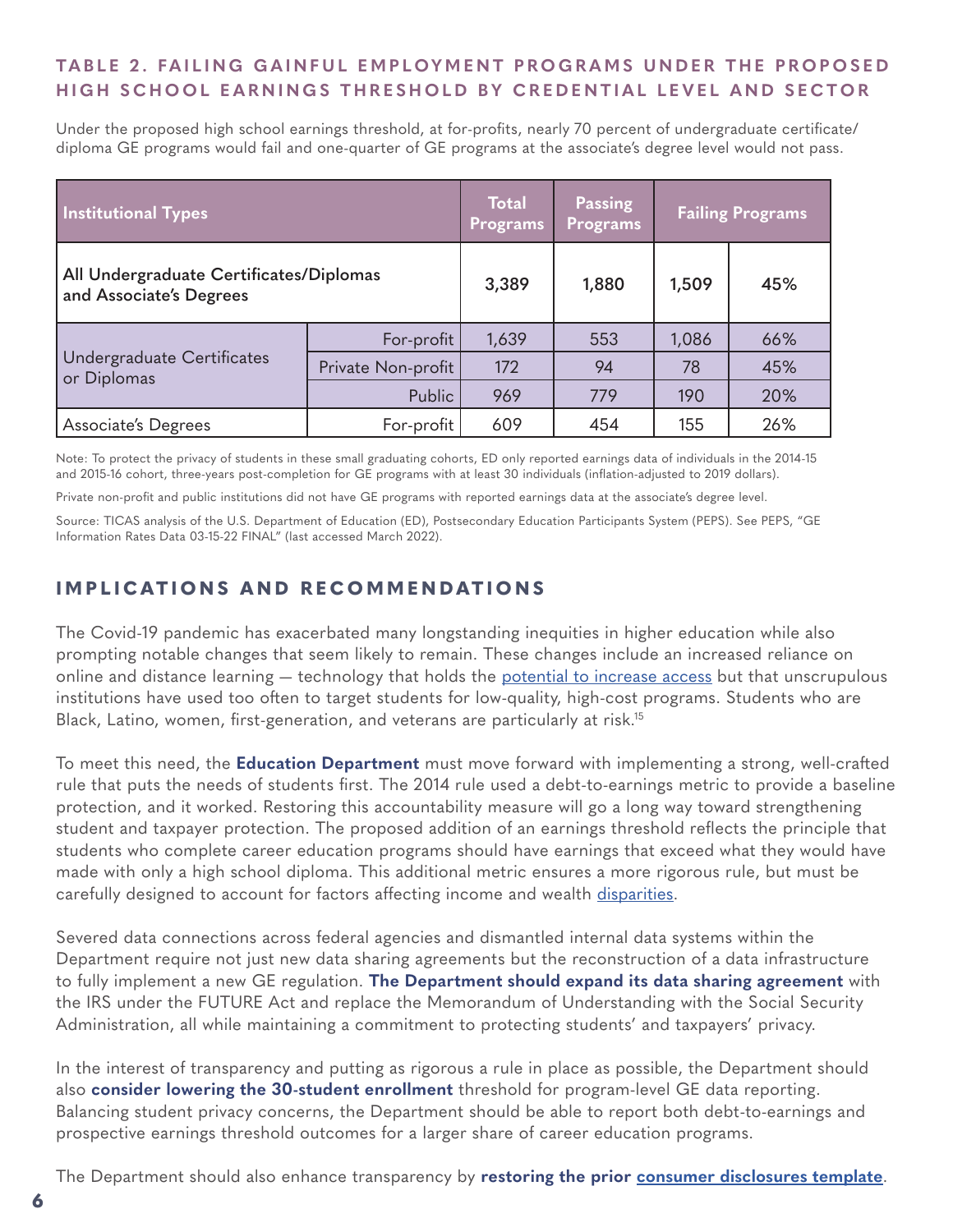## TABLE 2. FAILING GAINFUL EMPLOYMENT PROGRAMS UNDER THE PROPOSED HIGH SCHOOL EARNINGS THRESHOLD BY CREDENTIAL LEVEL AND SECTOR

Under the proposed high school earnings threshold, at for-profits, nearly 70 percent of undergraduate certificate/diploma GE programs would fail and one-quarter of GE programs at the associate's degree level would not pass.

| Institutional Types | | Total Programs | Passing Programs | Failing Programs | |
|---|---|---|---|---|---|
| All Undergraduate Certificates/Diplomas and Associate's Degrees | | 3,389 | 1,880 | 1,509 | 45% |
| Undergraduate Certificates or Diplomas | For-profit | 1,639 | 553 | 1,086 | 66% |
| | Private Non-profit | 172 | 94 | 78 | 45% |
| | Public | 969 | 779 | 190 | 20% |
| Associate's Degrees | For-profit | 609 | 454 | 155 | 26% |

Note: To protect the privacy of students in these small graduating cohorts, ED only reported earnings data of individuals in the 2014-15 and 2015-16 cohort, three-years post-completion for GE programs with at least 30 individuals (inflation-adjusted to 2019 dollars).

Private non-profit and public institutions did not have GE programs with reported earnings data at the associate's degree level.

Source: TICAS analysis of the U.S. Department of Education (ED), Postsecondary Education Participants System (PEPS). See PEPS, "GE Information Rates Data 03-15-22 FINAL" (last accessed March 2022).

## IMPLICATIONS AND RECOMMENDATIONS

The Covid-19 pandemic has exacerbated many longstanding inequities in higher education while also prompting notable changes that seem likely to remain. These changes include an increased reliance on online and distance learning — technology that holds the potential to increase access but that unscrupulous institutions have used too often to target students for low-quality, high-cost programs. Students who are Black, Latino, women, first-generation, and veterans are particularly at risk.[15]

To meet this need, the **Education Department** must move forward with implementing a strong, well-crafted rule that puts the needs of students first. The 2014 rule used a debt-to-earnings metric to provide a baseline protection, and it worked. Restoring this accountability measure will go a long way toward strengthening student and taxpayer protection. The proposed addition of an earnings threshold reflects the principle that students who complete career education programs should have earnings that exceed what they would have made with only a high school diploma. This additional metric ensures a more rigorous rule, but must be carefully designed to account for factors affecting income and wealth disparities.

Severed data connections across federal agencies and dismantled internal data systems within the Department require not just new data sharing agreements but the reconstruction of a data infrastructure to fully implement a new GE regulation. **The Department should expand its data sharing agreement** with the IRS under the FUTURE Act and replace the Memorandum of Understanding with the Social Security Administration, all while maintaining a commitment to protecting students' and taxpayers' privacy.

In the interest of transparency and putting as rigorous a rule in place as possible, the Department should also **consider lowering the 30-student enrollment** threshold for program-level GE data reporting. Balancing student privacy concerns, the Department should be able to report both debt-to-earnings and prospective earnings threshold outcomes for a larger share of career education programs.

The Department should also enhance transparency by **restoring the prior consumer disclosures template**.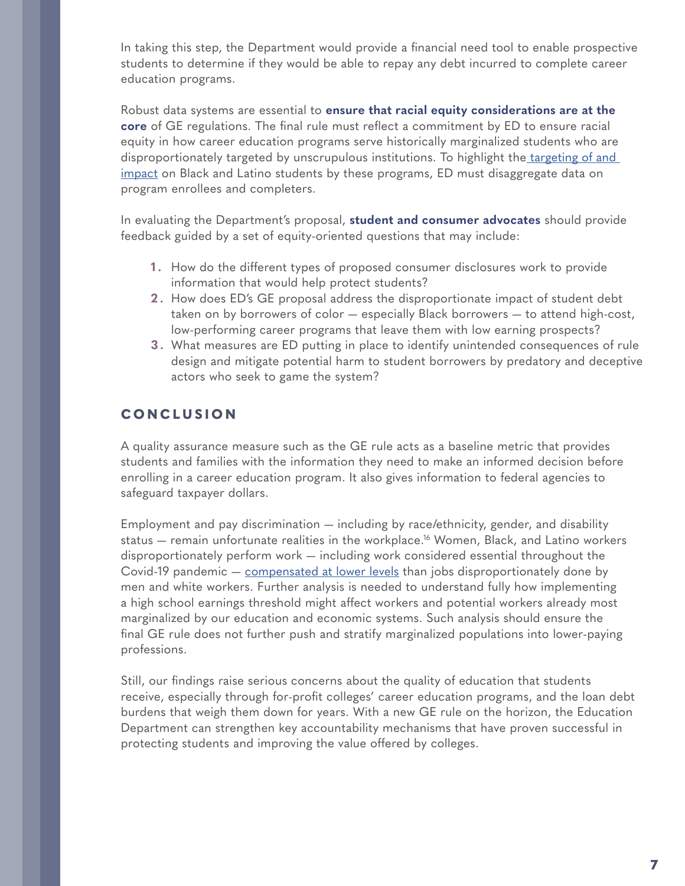In taking this step, the Department would provide a financial need tool to enable prospective students to determine if they would be able to repay any debt incurred to complete career education programs.

Robust data systems are essential to **ensure that racial equity considerations are at the core** of GE regulations. The final rule must reflect a commitment by ED to ensure racial equity in how career education programs serve historically marginalized students who are disproportionately targeted by unscrupulous institutions. To highlight the targeting of and impact on Black and Latino students by these programs, ED must disaggregate data on program enrollees and completers.

In evaluating the Department's proposal, **student and consumer advocates** should provide feedback guided by a set of equity-oriented questions that may include:

1. How do the different types of proposed consumer disclosures work to provide information that would help protect students?
2. How does ED's GE proposal address the disproportionate impact of student debt taken on by borrowers of color — especially Black borrowers — to attend high-cost, low-performing career programs that leave them with low earning prospects?
3. What measures are ED putting in place to identify unintended consequences of rule design and mitigate potential harm to student borrowers by predatory and deceptive actors who seek to game the system?

## CONCLUSION

A quality assurance measure such as the GE rule acts as a baseline metric that provides students and families with the information they need to make an informed decision before enrolling in a career education program. It also gives information to federal agencies to safeguard taxpayer dollars.

Employment and pay discrimination — including by race/ethnicity, gender, and disability status — remain unfortunate realities in the workplace.[16] Women, Black, and Latino workers disproportionately perform work — including work considered essential throughout the Covid-19 pandemic — compensated at lower levels than jobs disproportionately done by men and white workers. Further analysis is needed to understand fully how implementing a high school earnings threshold might affect workers and potential workers already most marginalized by our education and economic systems. Such analysis should ensure the final GE rule does not further push and stratify marginalized populations into lower-paying professions.

Still, our findings raise serious concerns about the quality of education that students receive, especially through for-profit colleges' career education programs, and the loan debt burdens that weigh them down for years. With a new GE rule on the horizon, the Education Department can strengthen key accountability mechanisms that have proven successful in protecting students and improving the value offered by colleges.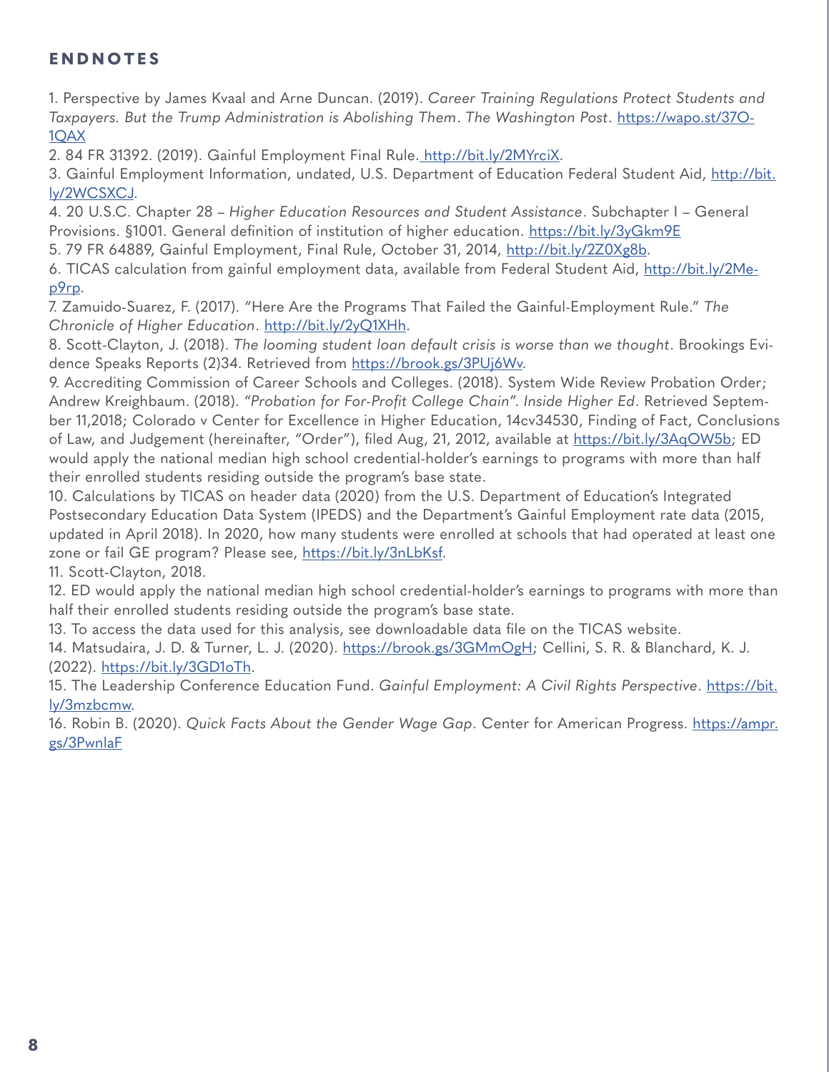## ENDNOTES

1. Perspective by James Kvaal and Arne Duncan. (2019). *Career Training Regulations Protect Students and Taxpayers. But the Trump Administration is Abolishing Them*. *The Washington Post*. https://wapo.st/37O-1QAX
2. 84 FR 31392. (2019). Gainful Employment Final Rule. http://bit.ly/2MYrciX.
3. Gainful Employment Information, undated, U.S. Department of Education Federal Student Aid, http://bit.ly/2WCSXCJ.
4. 20 U.S.C. Chapter 28 – *Higher Education Resources and Student Assistance*. Subchapter I – General Provisions. §1001. General definition of institution of higher education. https://bit.ly/3yGkm9E
5. 79 FR 64889, Gainful Employment, Final Rule, October 31, 2014, http://bit.ly/2Z0Xg8b.
6. TICAS calculation from gainful employment data, available from Federal Student Aid, http://bit.ly/2Me-p9rp.
7. Zamuido-Suarez, F. (2017). "Here Are the Programs That Failed the Gainful-Employment Rule." *The Chronicle of Higher Education*. http://bit.ly/2yQ1XHh.
8. Scott-Clayton, J. (2018). *The looming student loan default crisis is worse than we thought*. Brookings Evidence Speaks Reports (2)34. Retrieved from https://brook.gs/3PUj6Wv.
9. Accrediting Commission of Career Schools and Colleges. (2018). System Wide Review Probation Order; Andrew Kreighbaum. (2018). "*Probation for For-Profit College Chain*". *Inside Higher Ed*. Retrieved September 11,2018; Colorado v Center for Excellence in Higher Education, 14cv34530, Finding of Fact, Conclusions of Law, and Judgement (hereinafter, "Order"), filed Aug, 21, 2012, available at https://bit.ly/3AqOW5b; ED would apply the national median high school credential-holder's earnings to programs with more than half their enrolled students residing outside the program's base state.
10. Calculations by TICAS on header data (2020) from the U.S. Department of Education's Integrated Postsecondary Education Data System (IPEDS) and the Department's Gainful Employment rate data (2015, updated in April 2018). In 2020, how many students were enrolled at schools that had operated at least one zone or fail GE program? Please see, https://bit.ly/3nLbKsf.
11. Scott-Clayton, 2018.
12. ED would apply the national median high school credential-holder's earnings to programs with more than half their enrolled students residing outside the program's base state.
13. To access the data used for this analysis, see downloadable data file on the TICAS website.
14. Matsudaira, J. D. & Turner, L. J. (2020). https://brook.gs/3GMmOgH; Cellini, S. R. & Blanchard, K. J. (2022). https://bit.ly/3GD1oTh.
15. The Leadership Conference Education Fund. *Gainful Employment: A Civil Rights Perspective*. https://bit.ly/3mzbcmw.
16. Robin B. (2020). *Quick Facts About the Gender Wage Gap*. Center for American Progress. https://ampr.gs/3PwnlaF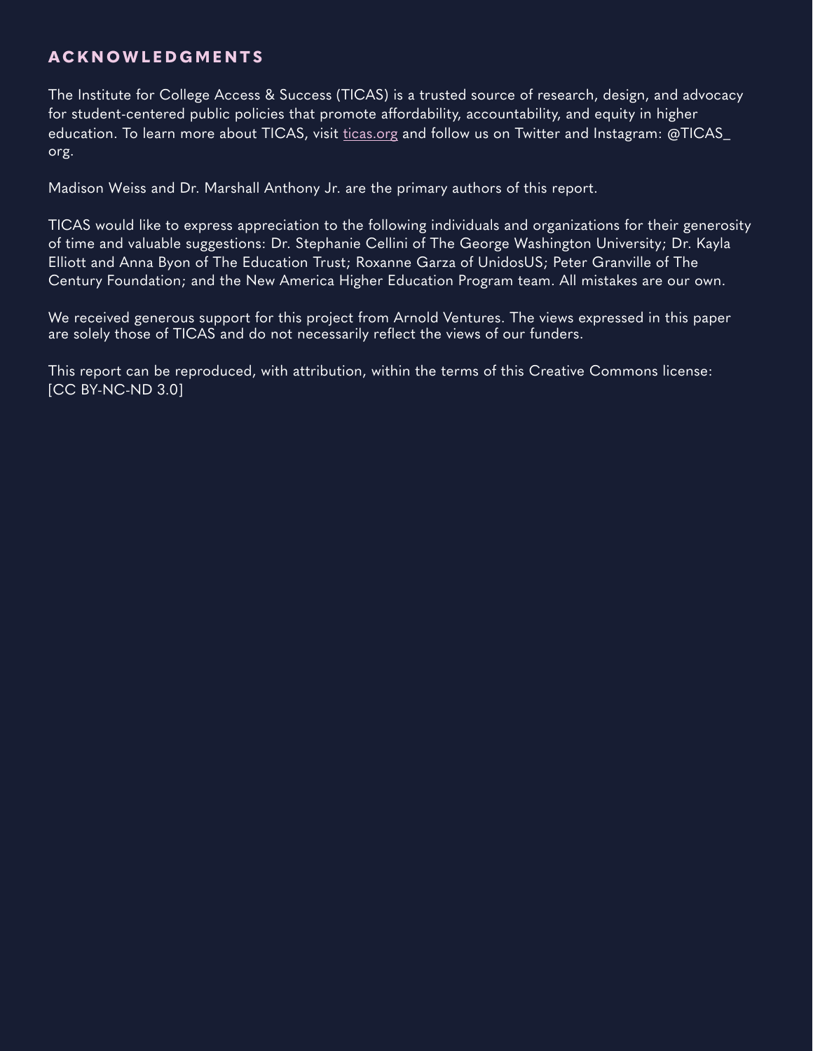## ACKNOWLEDGMENTS

The Institute for College Access & Success (TICAS) is a trusted source of research, design, and advocacy for student-centered public policies that promote affordability, accountability, and equity in higher education. To learn more about TICAS, visit ticas.org and follow us on Twitter and Instagram: @TICAS_org.

Madison Weiss and Dr. Marshall Anthony Jr. are the primary authors of this report.

TICAS would like to express appreciation to the following individuals and organizations for their generosity of time and valuable suggestions: Dr. Stephanie Cellini of The George Washington University; Dr. Kayla Elliott and Anna Byon of The Education Trust; Roxanne Garza of UnidosUS; Peter Granville of The Century Foundation; and the New America Higher Education Program team. All mistakes are our own.

We received generous support for this project from Arnold Ventures. The views expressed in this paper are solely those of TICAS and do not necessarily reflect the views of our funders.

This report can be reproduced, with attribution, within the terms of this Creative Commons license: [CC BY-NC-ND 3.0]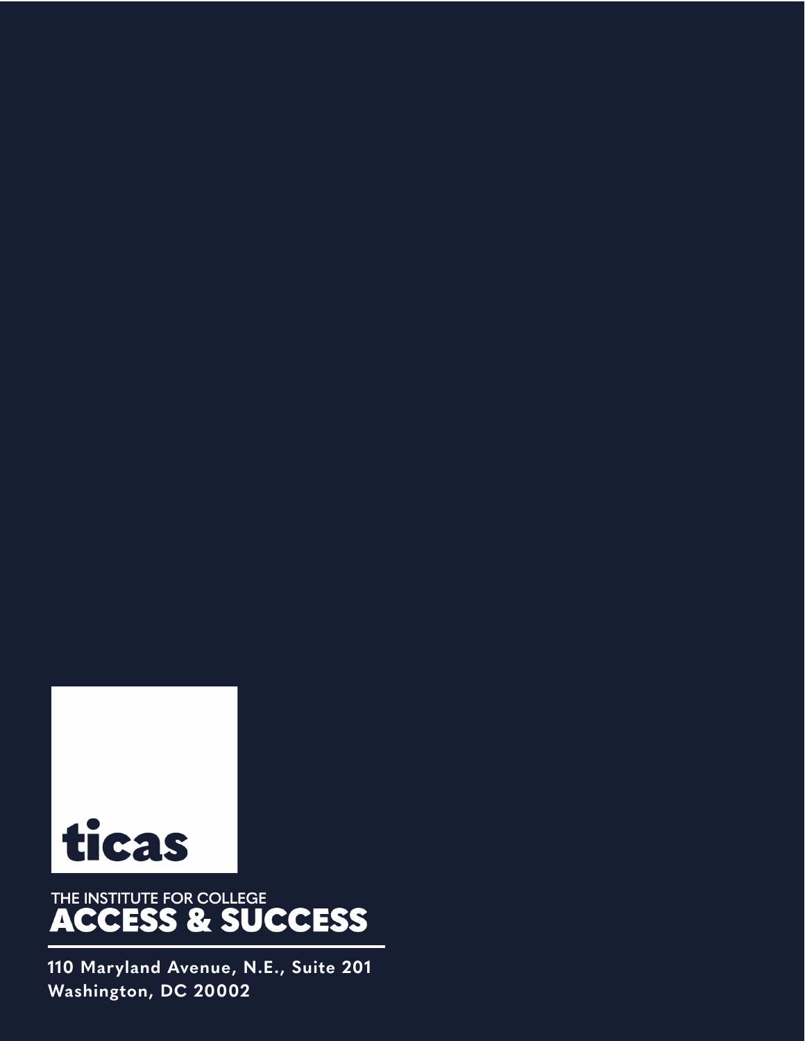ticas

THE INSTITUTE FOR COLLEGE
**ACCESS & SUCCESS**

**110 Maryland Avenue, N.E., Suite 201**
**Washington, DC 20002**